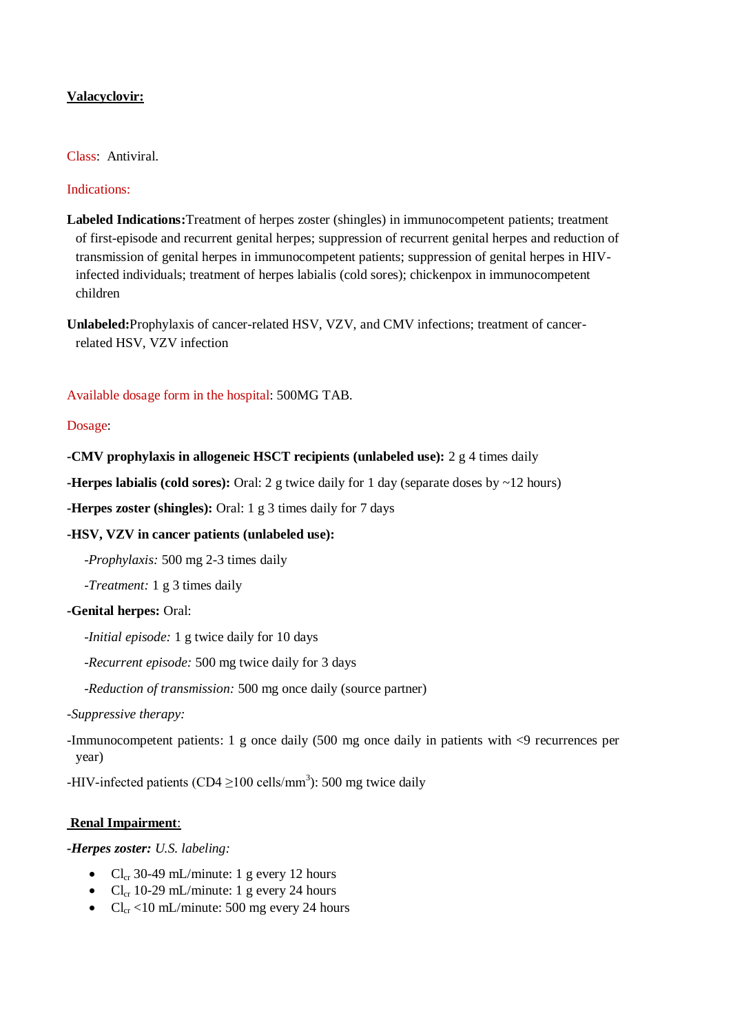**<u>Valacyclovir:</u>**

Class: Antiviral.

Indications:

**Labeled Indications:** Treatment of herpes zoster (shingles) in immunocompetent patients; treatment of first-episode and recurrent genital herpes; suppression of recurrent genital herpes and reduction of transmission of genital herpes in immunocompetent patients; suppression of genital herpes in HIV-infected individuals; treatment of herpes labialis (cold sores); chickenpox in immunocompetent children

**Unlabeled:** Prophylaxis of cancer-related HSV, VZV, and CMV infections; treatment of cancer-related HSV, VZV infection

Available dosage form in the hospital: 500MG TAB.

Dosage:

-**CMV prophylaxis in allogeneic HSCT recipients (unlabeled use):** 2 g 4 times daily

-**Herpes labialis (cold sores):** Oral: 2 g twice daily for 1 day (separate doses by ~12 hours)

-**Herpes zoster (shingles):** Oral: 1 g 3 times daily for 7 days

-**HSV, VZV in cancer patients (unlabeled use):**

-*Prophylaxis:* 500 mg 2-3 times daily

-*Treatment:* 1 g 3 times daily

-**Genital herpes:** Oral:

-*Initial episode:* 1 g twice daily for 10 days

-*Recurrent episode:* 500 mg twice daily for 3 days

-*Reduction of transmission:* 500 mg once daily (source partner)

-*Suppressive therapy:*

-Immunocompetent patients: 1 g once daily (500 mg once daily in patients with <9 recurrences per year)

-HIV-infected patients (CD4 ≥100 cells/mm$^3$): 500 mg twice daily

**<u>Renal Impairment</u>**:

***-Herpes zoster:*** *U.S. labeling:*

- $Cl_{cr}$ 30-49 mL/minute: 1 g every 12 hours
- $Cl_{cr}$ 10-29 mL/minute: 1 g every 24 hours
- $Cl_{cr}$ <10 mL/minute: 500 mg every 24 hours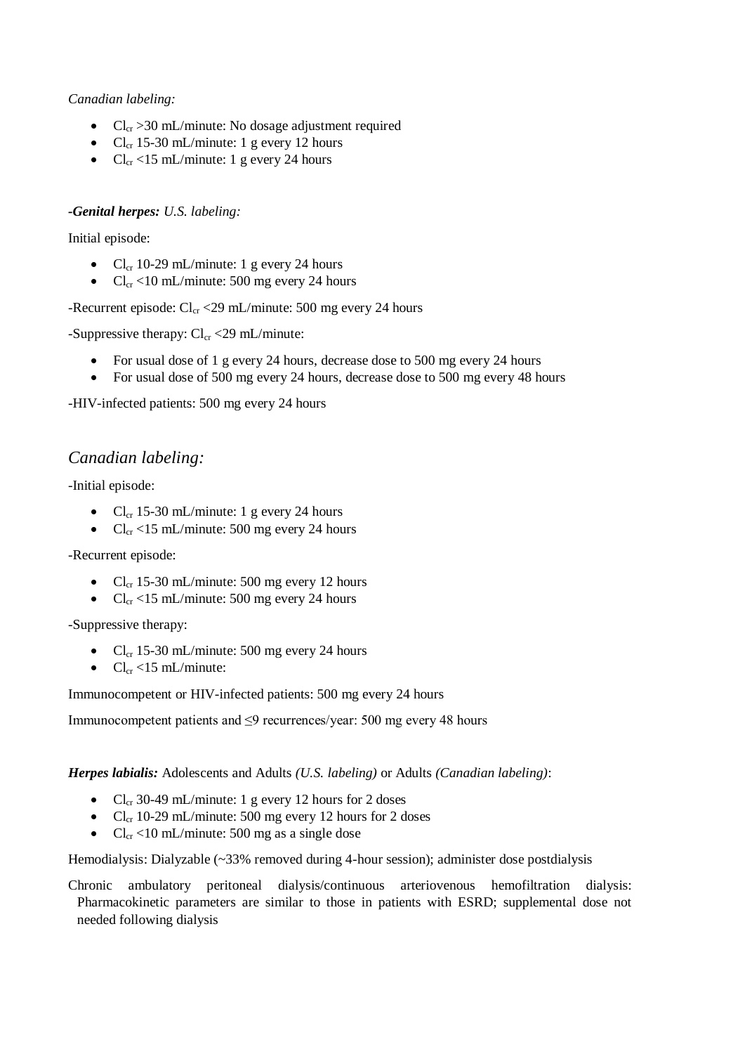*Canadian labeling:*

- $Cl_{cr}$ >30 mL/minute: No dosage adjustment required
- $Cl_{cr}$ 15-30 mL/minute: 1 g every 12 hours
- $Cl_{cr}$ <15 mL/minute: 1 g every 24 hours

***-Genital herpes:*** *U.S. labeling:*

Initial episode:

- $Cl_{cr}$ 10-29 mL/minute: 1 g every 24 hours
- $Cl_{cr}$ <10 mL/minute: 500 mg every 24 hours

-Recurrent episode: $Cl_{cr}$ <29 mL/minute: 500 mg every 24 hours

-Suppressive therapy: $Cl_{cr}$ <29 mL/minute:

- For usual dose of 1 g every 24 hours, decrease dose to 500 mg every 24 hours
- For usual dose of 500 mg every 24 hours, decrease dose to 500 mg every 48 hours

-HIV-infected patients: 500 mg every 24 hours

## *Canadian labeling:*

-Initial episode:

- $Cl_{cr}$ 15-30 mL/minute: 1 g every 24 hours
- $Cl_{cr}$ <15 mL/minute: 500 mg every 24 hours

-Recurrent episode:

- $Cl_{cr}$ 15-30 mL/minute: 500 mg every 12 hours
- $Cl_{cr}$ <15 mL/minute: 500 mg every 24 hours

-Suppressive therapy:

- $Cl_{cr}$ 15-30 mL/minute: 500 mg every 24 hours
- $Cl_{cr}$ <15 mL/minute:

Immunocompetent or HIV-infected patients: 500 mg every 24 hours

Immunocompetent patients and ≤9 recurrences/year: 500 mg every 48 hours

***Herpes labialis:*** Adolescents and Adults *(U.S. labeling)* or Adults *(Canadian labeling)*:

- $Cl_{cr}$ 30-49 mL/minute: 1 g every 12 hours for 2 doses
- $Cl_{cr}$ 10-29 mL/minute: 500 mg every 12 hours for 2 doses
- $Cl_{cr}$ <10 mL/minute: 500 mg as a single dose

Hemodialysis: Dialyzable (~33% removed during 4-hour session); administer dose postdialysis

Chronic ambulatory peritoneal dialysis/continuous arteriovenous hemofiltration dialysis: Pharmacokinetic parameters are similar to those in patients with ESRD; supplemental dose not needed following dialysis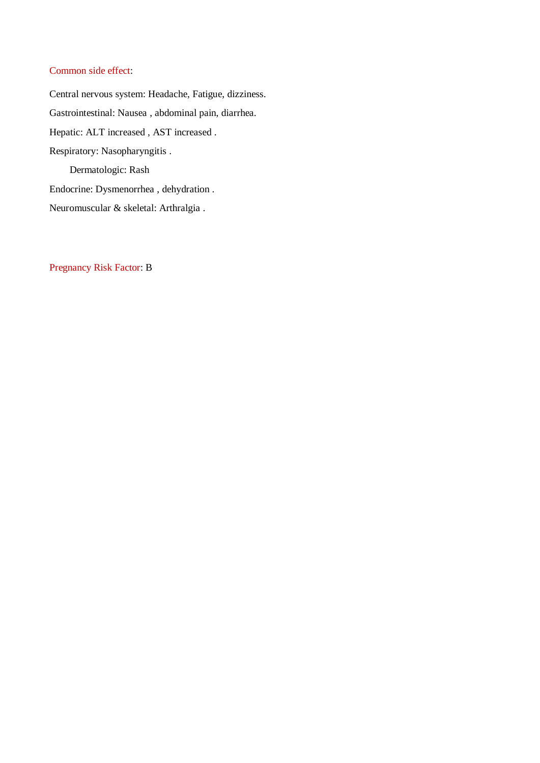Common side effect:

Central nervous system: Headache, Fatigue, dizziness.

Gastrointestinal: Nausea , abdominal pain, diarrhea.

Hepatic: ALT increased , AST increased .

Respiratory: Nasopharyngitis .

Dermatologic: Rash

Endocrine: Dysmenorrhea , dehydration .

Neuromuscular & skeletal: Arthralgia .

Pregnancy Risk Factor: B